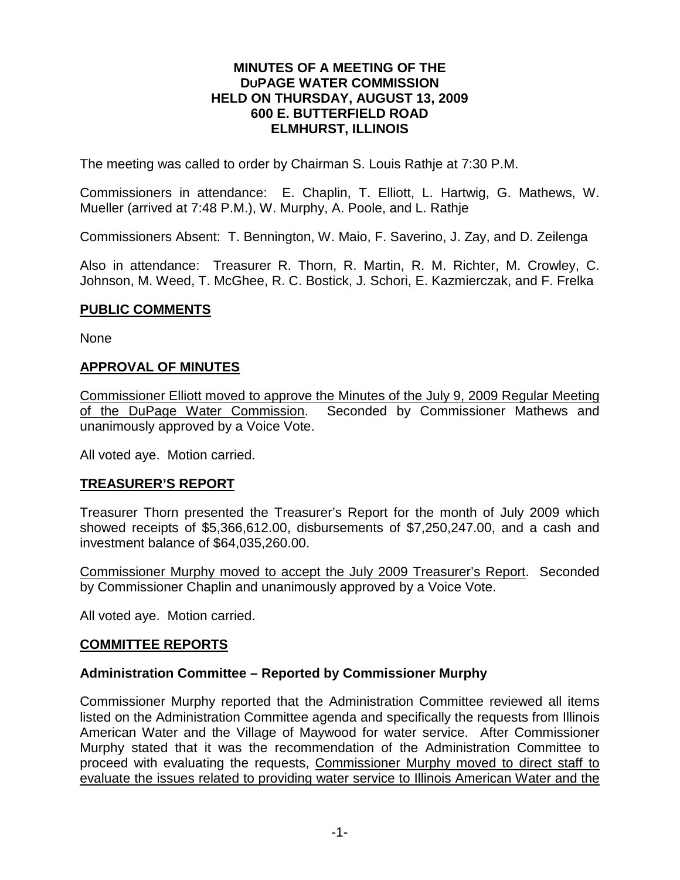# MINUTES OF A MEETING OF THE DUPAGE WATER COMMISSION HELD ON THURSDAY, AUGUST 13, 2009 600 E. BUTTERFIELD ROAD ELMHURST, ILLINOIS

The meeting was called to order by Chairman S. Louis Rathje at 7:30 P.M.

Commissioners in attendance: E. Chaplin, T. Elliott, L. Hartwig, G. Mathews, W. Mueller (arrived at 7:48 P.M.), W. Murphy, A. Poole, and L. Rathje

Commissioners Absent: T. Bennington, W. Maio, F. Saverino, J. Zay, and D. Zeilenga

Also in attendance: Treasurer R. Thorn, R. Martin, R. M. Richter, M. Crowley, C. Johnson, M. Weed, T. McGhee, R. C. Bostick, J. Schori, E. Kazmierczak, and F. Frelka

## PUBLIC COMMENTS

None

## APPROVAL OF MINUTES

Commissioner Elliott moved to approve the Minutes of the July 9, 2009 Regular Meeting of the DuPage Water Commission. Seconded by Commissioner Mathews and unanimously approved by a Voice Vote.

All voted aye. Motion carried.

## TREASURER'S REPORT

Treasurer Thorn presented the Treasurer's Report for the month of July 2009 which showed receipts of $5,366,612.00, disbursements of $7,250,247.00, and a cash and investment balance of $64,035,260.00.

Commissioner Murphy moved to accept the July 2009 Treasurer's Report. Seconded by Commissioner Chaplin and unanimously approved by a Voice Vote.

All voted aye. Motion carried.

## COMMITTEE REPORTS

### Administration Committee – Reported by Commissioner Murphy

Commissioner Murphy reported that the Administration Committee reviewed all items listed on the Administration Committee agenda and specifically the requests from Illinois American Water and the Village of Maywood for water service. After Commissioner Murphy stated that it was the recommendation of the Administration Committee to proceed with evaluating the requests, Commissioner Murphy moved to direct staff to evaluate the issues related to providing water service to Illinois American Water and the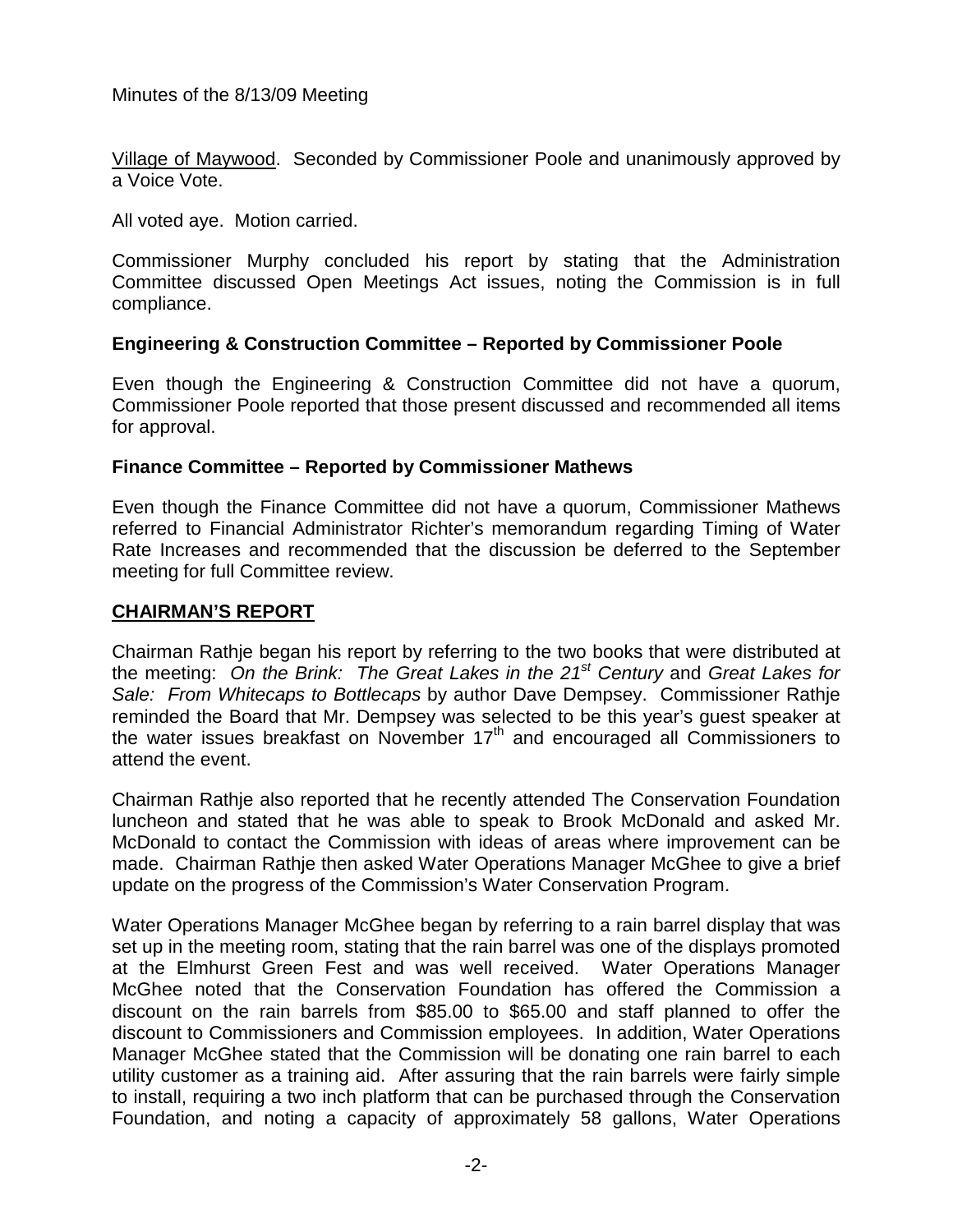Minutes of the 8/13/09 Meeting

Village of Maywood. Seconded by Commissioner Poole and unanimously approved by a Voice Vote.

All voted aye. Motion carried.

Commissioner Murphy concluded his report by stating that the Administration Committee discussed Open Meetings Act issues, noting the Commission is in full compliance.

**Engineering & Construction Committee – Reported by Commissioner Poole**

Even though the Engineering & Construction Committee did not have a quorum, Commissioner Poole reported that those present discussed and recommended all items for approval.

**Finance Committee – Reported by Commissioner Mathews**

Even though the Finance Committee did not have a quorum, Commissioner Mathews referred to Financial Administrator Richter's memorandum regarding Timing of Water Rate Increases and recommended that the discussion be deferred to the September meeting for full Committee review.

## CHAIRMAN'S REPORT

Chairman Rathje began his report by referring to the two books that were distributed at the meeting: *On the Brink: The Great Lakes in the 21st Century* and *Great Lakes for Sale: From Whitecaps to Bottlecaps* by author Dave Dempsey. Commissioner Rathje reminded the Board that Mr. Dempsey was selected to be this year's guest speaker at the water issues breakfast on November 17th and encouraged all Commissioners to attend the event.

Chairman Rathje also reported that he recently attended The Conservation Foundation luncheon and stated that he was able to speak to Brook McDonald and asked Mr. McDonald to contact the Commission with ideas of areas where improvement can be made. Chairman Rathje then asked Water Operations Manager McGhee to give a brief update on the progress of the Commission's Water Conservation Program.

Water Operations Manager McGhee began by referring to a rain barrel display that was set up in the meeting room, stating that the rain barrel was one of the displays promoted at the Elmhurst Green Fest and was well received. Water Operations Manager McGhee noted that the Conservation Foundation has offered the Commission a discount on the rain barrels from $85.00 to $65.00 and staff planned to offer the discount to Commissioners and Commission employees. In addition, Water Operations Manager McGhee stated that the Commission will be donating one rain barrel to each utility customer as a training aid. After assuring that the rain barrels were fairly simple to install, requiring a two inch platform that can be purchased through the Conservation Foundation, and noting a capacity of approximately 58 gallons, Water Operations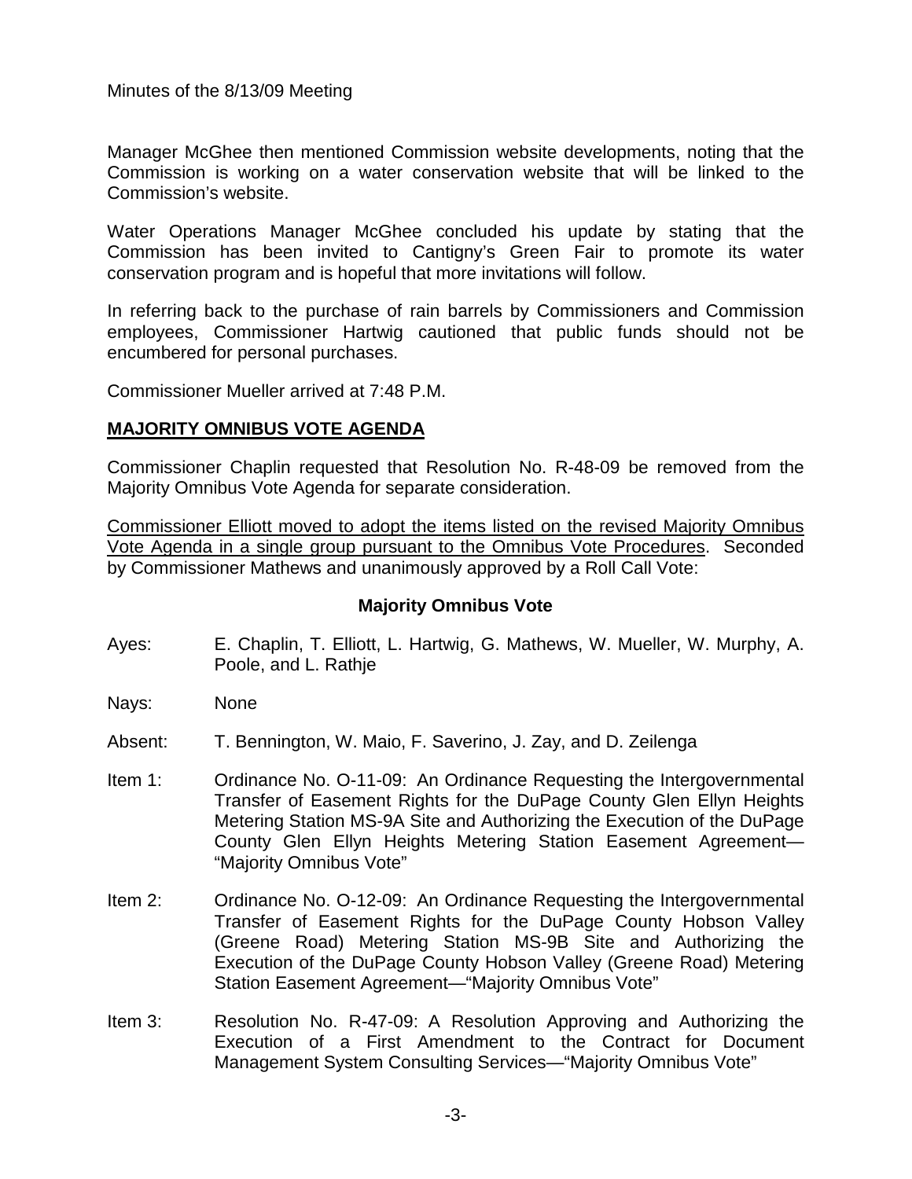Manager McGhee then mentioned Commission website developments, noting that the Commission is working on a water conservation website that will be linked to the Commission's website.

Water Operations Manager McGhee concluded his update by stating that the Commission has been invited to Cantigny's Green Fair to promote its water conservation program and is hopeful that more invitations will follow.

In referring back to the purchase of rain barrels by Commissioners and Commission employees, Commissioner Hartwig cautioned that public funds should not be encumbered for personal purchases.

Commissioner Mueller arrived at 7:48 P.M.

## MAJORITY OMNIBUS VOTE AGENDA

Commissioner Chaplin requested that Resolution No. R-48-09 be removed from the Majority Omnibus Vote Agenda for separate consideration.

Commissioner Elliott moved to adopt the items listed on the revised Majority Omnibus Vote Agenda in a single group pursuant to the Omnibus Vote Procedures. Seconded by Commissioner Mathews and unanimously approved by a Roll Call Vote:

**Majority Omnibus Vote**

Ayes: E. Chaplin, T. Elliott, L. Hartwig, G. Mathews, W. Mueller, W. Murphy, A. Poole, and L. Rathje

Nays: None

Absent: T. Bennington, W. Maio, F. Saverino, J. Zay, and D. Zeilenga

Item 1: Ordinance No. O-11-09: An Ordinance Requesting the Intergovernmental Transfer of Easement Rights for the DuPage County Glen Ellyn Heights Metering Station MS-9A Site and Authorizing the Execution of the DuPage County Glen Ellyn Heights Metering Station Easement Agreement—"Majority Omnibus Vote"

Item 2: Ordinance No. O-12-09: An Ordinance Requesting the Intergovernmental Transfer of Easement Rights for the DuPage County Hobson Valley (Greene Road) Metering Station MS-9B Site and Authorizing the Execution of the DuPage County Hobson Valley (Greene Road) Metering Station Easement Agreement—"Majority Omnibus Vote"

Item 3: Resolution No. R-47-09: A Resolution Approving and Authorizing the Execution of a First Amendment to the Contract for Document Management System Consulting Services—"Majority Omnibus Vote"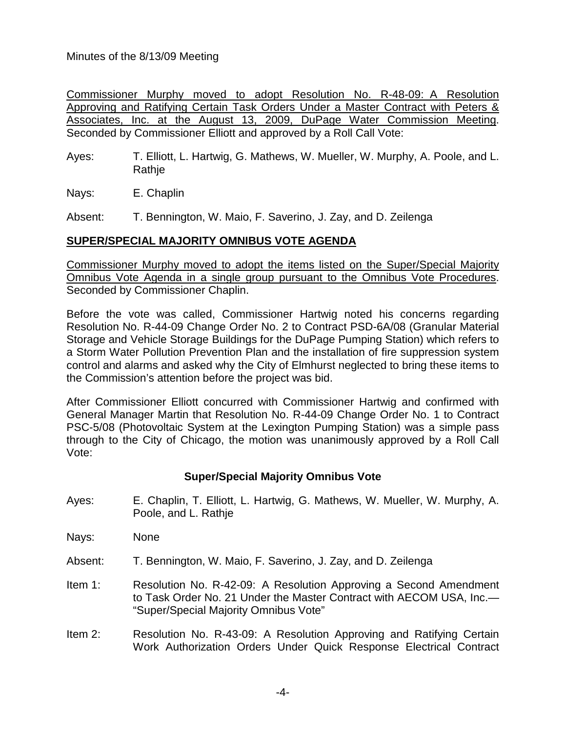Minutes of the 8/13/09 Meeting

Commissioner Murphy moved to adopt Resolution No. R-48-09: A Resolution Approving and Ratifying Certain Task Orders Under a Master Contract with Peters & Associates, Inc. at the August 13, 2009, DuPage Water Commission Meeting. Seconded by Commissioner Elliott and approved by a Roll Call Vote:

Ayes: T. Elliott, L. Hartwig, G. Mathews, W. Mueller, W. Murphy, A. Poole, and L. Rathje

Nays: E. Chaplin

Absent: T. Bennington, W. Maio, F. Saverino, J. Zay, and D. Zeilenga

## SUPER/SPECIAL MAJORITY OMNIBUS VOTE AGENDA

Commissioner Murphy moved to adopt the items listed on the Super/Special Majority Omnibus Vote Agenda in a single group pursuant to the Omnibus Vote Procedures. Seconded by Commissioner Chaplin.

Before the vote was called, Commissioner Hartwig noted his concerns regarding Resolution No. R-44-09 Change Order No. 2 to Contract PSD-6A/08 (Granular Material Storage and Vehicle Storage Buildings for the DuPage Pumping Station) which refers to a Storm Water Pollution Prevention Plan and the installation of fire suppression system control and alarms and asked why the City of Elmhurst neglected to bring these items to the Commission's attention before the project was bid.

After Commissioner Elliott concurred with Commissioner Hartwig and confirmed with General Manager Martin that Resolution No. R-44-09 Change Order No. 1 to Contract PSC-5/08 (Photovoltaic System at the Lexington Pumping Station) was a simple pass through to the City of Chicago, the motion was unanimously approved by a Roll Call Vote:

### Super/Special Majority Omnibus Vote

Ayes: E. Chaplin, T. Elliott, L. Hartwig, G. Mathews, W. Mueller, W. Murphy, A. Poole, and L. Rathje

Nays: None

Absent: T. Bennington, W. Maio, F. Saverino, J. Zay, and D. Zeilenga

Item 1: Resolution No. R-42-09: A Resolution Approving a Second Amendment to Task Order No. 21 Under the Master Contract with AECOM USA, Inc.— "Super/Special Majority Omnibus Vote"

Item 2: Resolution No. R-43-09: A Resolution Approving and Ratifying Certain Work Authorization Orders Under Quick Response Electrical Contract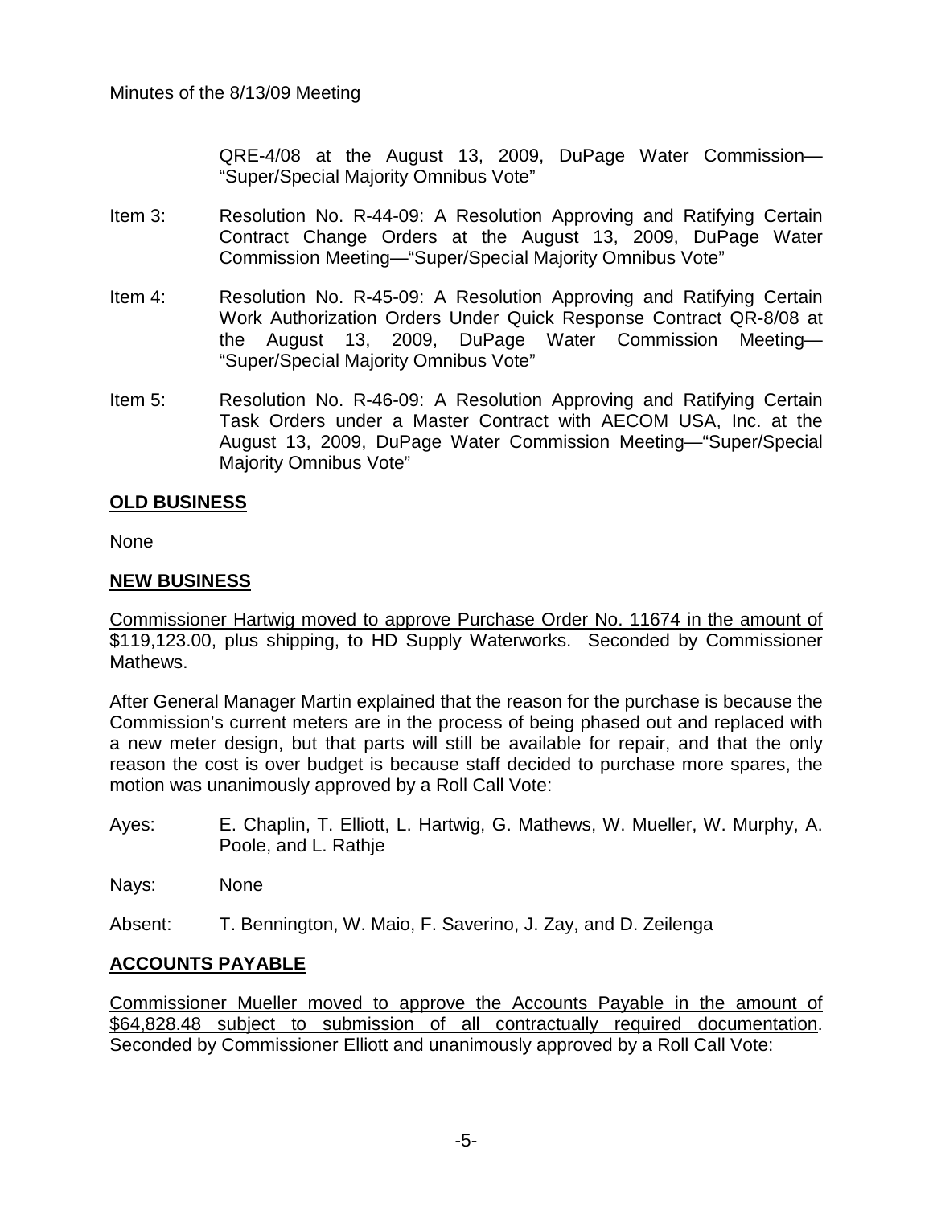QRE-4/08 at the August 13, 2009, DuPage Water Commission—"Super/Special Majority Omnibus Vote"

Item 3: Resolution No. R-44-09: A Resolution Approving and Ratifying Certain Contract Change Orders at the August 13, 2009, DuPage Water Commission Meeting—"Super/Special Majority Omnibus Vote"

Item 4: Resolution No. R-45-09: A Resolution Approving and Ratifying Certain Work Authorization Orders Under Quick Response Contract QR-8/08 at the August 13, 2009, DuPage Water Commission Meeting—"Super/Special Majority Omnibus Vote"

Item 5: Resolution No. R-46-09: A Resolution Approving and Ratifying Certain Task Orders under a Master Contract with AECOM USA, Inc. at the August 13, 2009, DuPage Water Commission Meeting—"Super/Special Majority Omnibus Vote"

## OLD BUSINESS

None

## NEW BUSINESS

Commissioner Hartwig moved to approve Purchase Order No. 11674 in the amount of $119,123.00, plus shipping, to HD Supply Waterworks. Seconded by Commissioner Mathews.

After General Manager Martin explained that the reason for the purchase is because the Commission's current meters are in the process of being phased out and replaced with a new meter design, but that parts will still be available for repair, and that the only reason the cost is over budget is because staff decided to purchase more spares, the motion was unanimously approved by a Roll Call Vote:

Ayes: E. Chaplin, T. Elliott, L. Hartwig, G. Mathews, W. Mueller, W. Murphy, A. Poole, and L. Rathje

Nays: None

Absent: T. Bennington, W. Maio, F. Saverino, J. Zay, and D. Zeilenga

## ACCOUNTS PAYABLE

Commissioner Mueller moved to approve the Accounts Payable in the amount of $64,828.48 subject to submission of all contractually required documentation. Seconded by Commissioner Elliott and unanimously approved by a Roll Call Vote: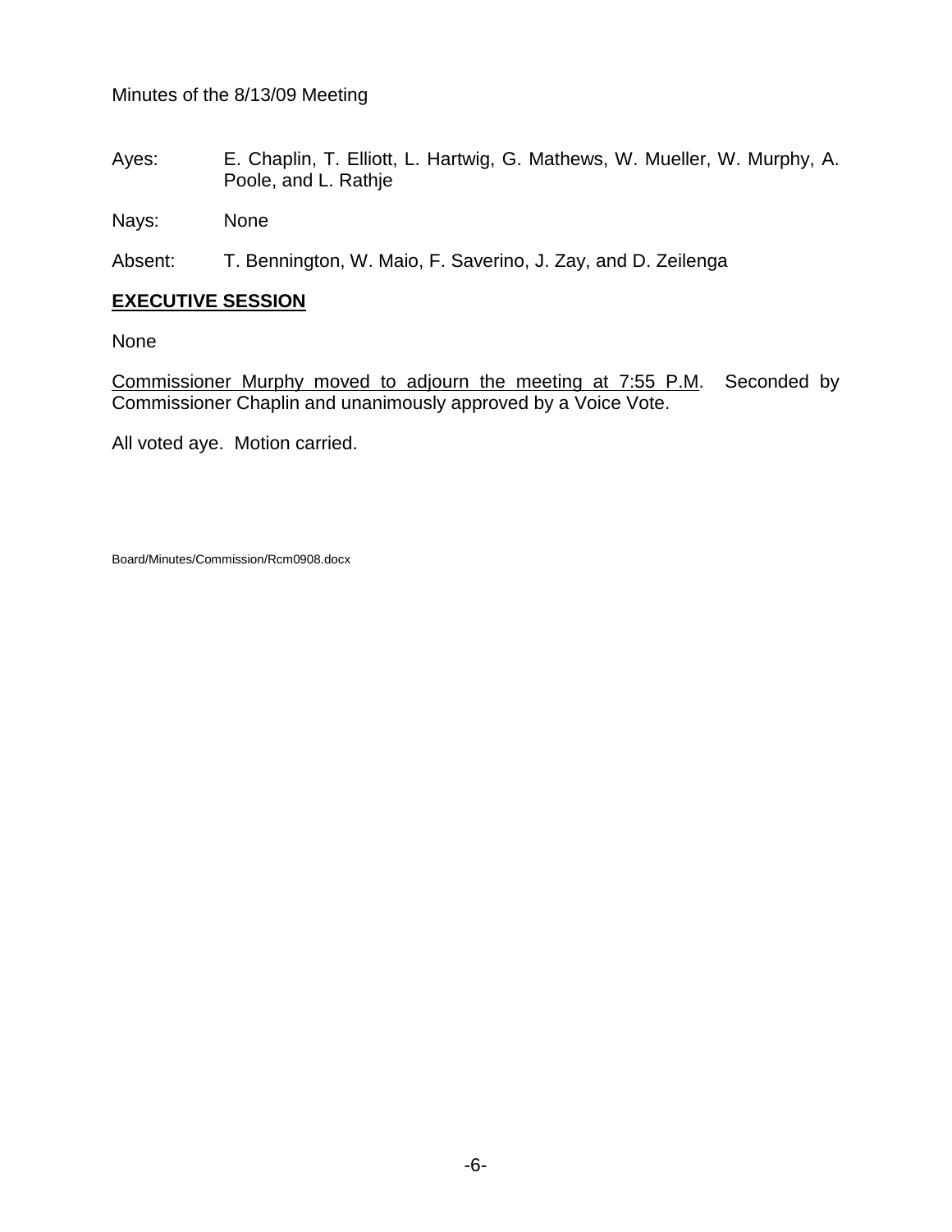Minutes of the 8/13/09 Meeting

Ayes: E. Chaplin, T. Elliott, L. Hartwig, G. Mathews, W. Mueller, W. Murphy, A. Poole, and L. Rathje

Nays: None

Absent: T. Bennington, W. Maio, F. Saverino, J. Zay, and D. Zeilenga

## EXECUTIVE SESSION

None

<u>Commissioner Murphy moved to adjourn the meeting at 7:55 P.M</u>. Seconded by Commissioner Chaplin and unanimously approved by a Voice Vote.

All voted aye. Motion carried.

Board/Minutes/Commission/Rcm0908.docx